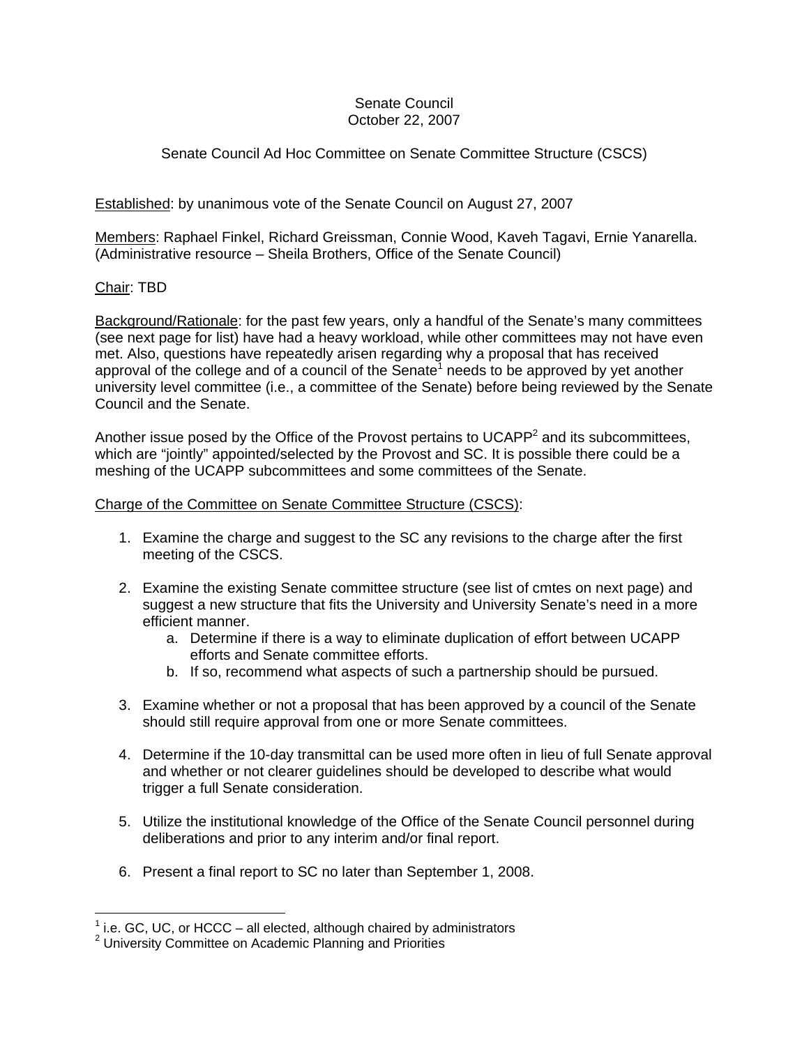Senate Council
October 22, 2007

Senate Council Ad Hoc Committee on Senate Committee Structure (CSCS)

Established: by unanimous vote of the Senate Council on August 27, 2007

Members: Raphael Finkel, Richard Greissman, Connie Wood, Kaveh Tagavi, Ernie Yanarella. (Administrative resource – Sheila Brothers, Office of the Senate Council)

Chair: TBD

Background/Rationale: for the past few years, only a handful of the Senate's many committees (see next page for list) have had a heavy workload, while other committees may not have even met. Also, questions have repeatedly arisen regarding why a proposal that has received approval of the college and of a council of the Senate[1] needs to be approved by yet another university level committee (i.e., a committee of the Senate) before being reviewed by the Senate Council and the Senate.

Another issue posed by the Office of the Provost pertains to UCAPP[2] and its subcommittees, which are "jointly" appointed/selected by the Provost and SC. It is possible there could be a meshing of the UCAPP subcommittees and some committees of the Senate.

Charge of the Committee on Senate Committee Structure (CSCS):

1. Examine the charge and suggest to the SC any revisions to the charge after the first meeting of the CSCS.

2. Examine the existing Senate committee structure (see list of cmtes on next page) and suggest a new structure that fits the University and University Senate's need in a more efficient manner.
   a. Determine if there is a way to eliminate duplication of effort between UCAPP efforts and Senate committee efforts.
   b. If so, recommend what aspects of such a partnership should be pursued.

3. Examine whether or not a proposal that has been approved by a council of the Senate should still require approval from one or more Senate committees.

4. Determine if the 10-day transmittal can be used more often in lieu of full Senate approval and whether or not clearer guidelines should be developed to describe what would trigger a full Senate consideration.

5. Utilize the institutional knowledge of the Office of the Senate Council personnel during deliberations and prior to any interim and/or final report.

6. Present a final report to SC no later than September 1, 2008.

---

[1] i.e. GC, UC, or HCCC – all elected, although chaired by administrators
[2] University Committee on Academic Planning and Priorities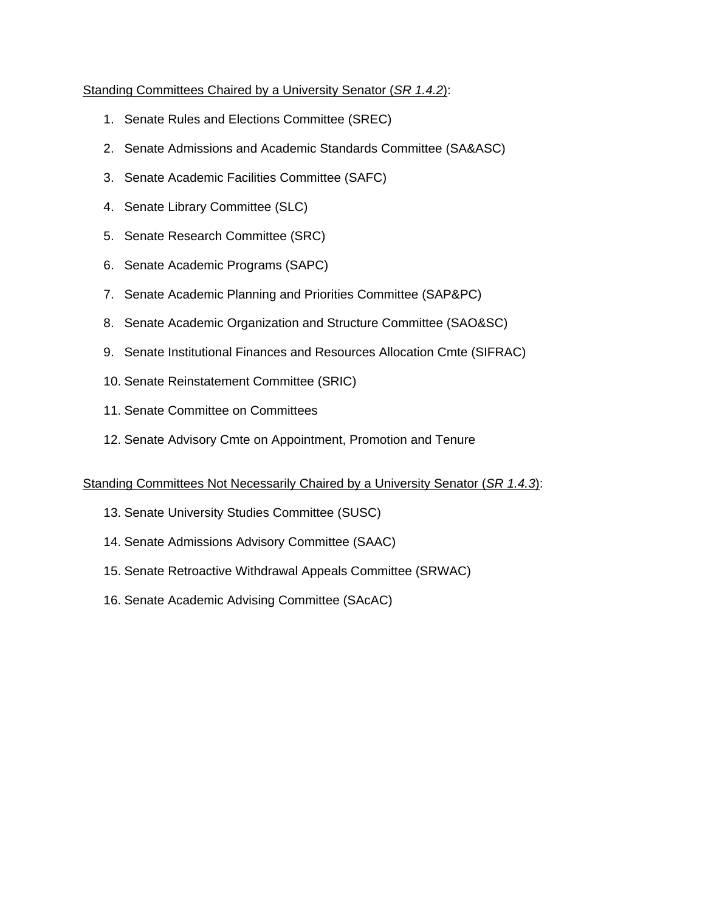<u>Standing Committees Chaired by a University Senator (*SR 1.4.2*)</u>:

1. Senate Rules and Elections Committee (SREC)
2. Senate Admissions and Academic Standards Committee (SA&ASC)
3. Senate Academic Facilities Committee (SAFC)
4. Senate Library Committee (SLC)
5. Senate Research Committee (SRC)
6. Senate Academic Programs (SAPC)
7. Senate Academic Planning and Priorities Committee (SAP&PC)
8. Senate Academic Organization and Structure Committee (SAO&SC)
9. Senate Institutional Finances and Resources Allocation Cmte (SIFRAC)
10. Senate Reinstatement Committee (SRIC)
11. Senate Committee on Committees
12. Senate Advisory Cmte on Appointment, Promotion and Tenure

<u>Standing Committees Not Necessarily Chaired by a University Senator (*SR 1.4.3*)</u>:

13. Senate University Studies Committee (SUSC)
14. Senate Admissions Advisory Committee (SAAC)
15. Senate Retroactive Withdrawal Appeals Committee (SRWAC)
16. Senate Academic Advising Committee (SAcAC)